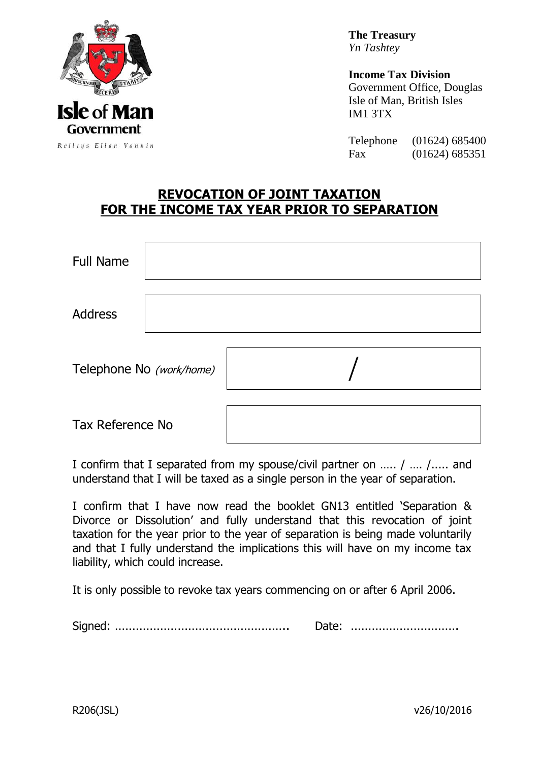Isle of Man Government

*Reiltys Ellan Vannin*

**The Treasury**
*Yn Tashtey*

**Income Tax Division**
Government Office, Douglas
Isle of Man, British Isles
IM1 3TX

Telephone (01624) 685400
Fax (01624) 685351

# REVOCATION OF JOINT TAXATION FOR THE INCOME TAX YEAR PRIOR TO SEPARATION

| | |
|---|---|
| Full Name | |
| Address | |
| Telephone No *(work/home)* | / |
| Tax Reference No | |

I confirm that I separated from my spouse/civil partner on ….. / …. /..... and understand that I will be taxed as a single person in the year of separation.

I confirm that I have now read the booklet GN13 entitled 'Separation & Divorce or Dissolution' and fully understand that this revocation of joint taxation for the year prior to the year of separation is being made voluntarily and that I fully understand the implications this will have on my income tax liability, which could increase.

It is only possible to revoke tax years commencing on or after 6 April 2006.

Signed: ………………………………………….. Date: ………………………….

R206(JSL) v26/10/2016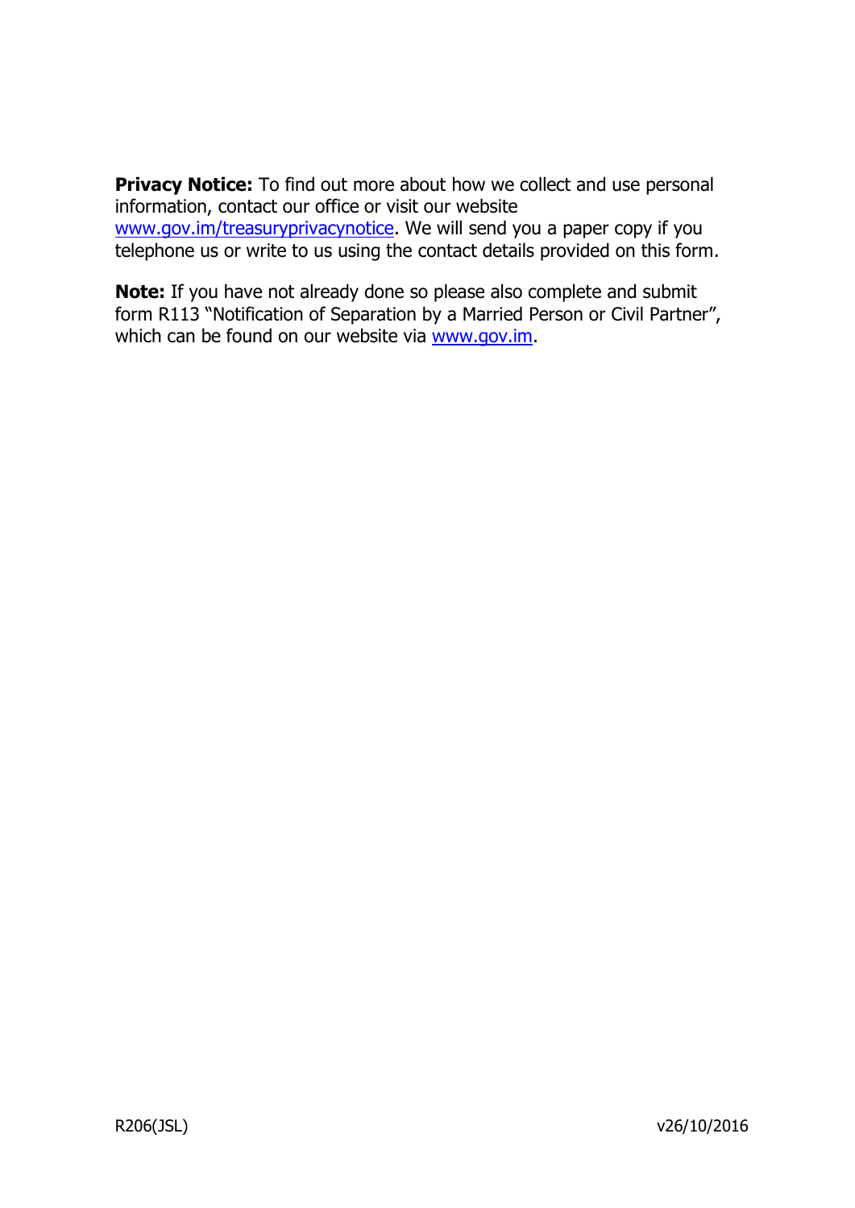**Privacy Notice:** To find out more about how we collect and use personal information, contact our office or visit our website www.gov.im/treasuryprivacynotice. We will send you a paper copy if you telephone us or write to us using the contact details provided on this form.

**Note:** If you have not already done so please also complete and submit form R113 "Notification of Separation by a Married Person or Civil Partner", which can be found on our website via www.gov.im.

R206(JSL) v26/10/2016